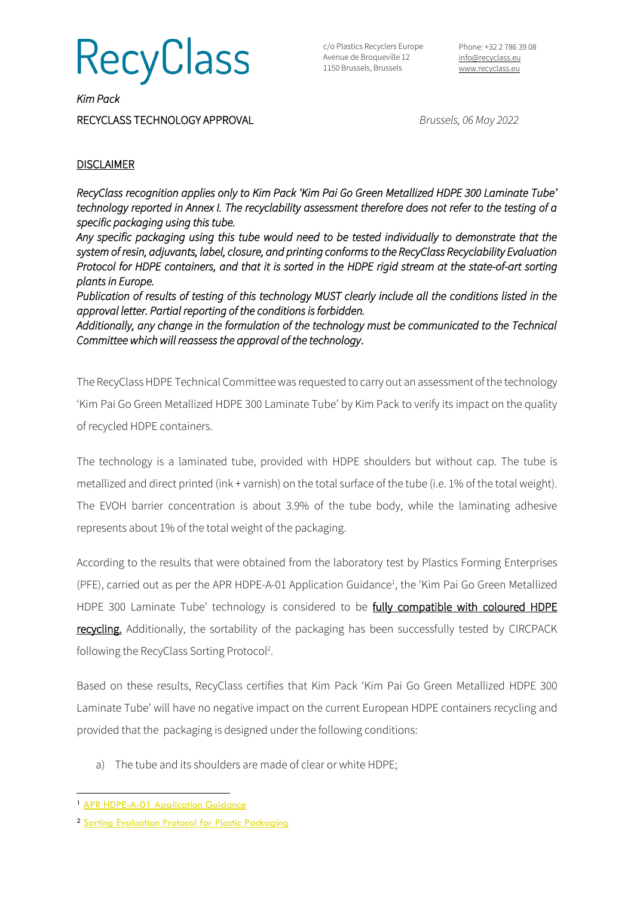# RecyClass

c/o Plastics Recyclers Europe
Avenue de Broqueville 12
1150 Brussels, Brussels

Phone: +32 2 786 39 08
info@recyclass.eu
www.recyclass.eu

*Kim Pack*

RECYCLASS TECHNOLOGY APPROVAL

*Brussels, 06 May 2022*

## DISCLAIMER

*RecyClass recognition applies only to Kim Pack 'Kim Pai Go Green Metallized HDPE 300 Laminate Tube' technology reported in Annex I. The recyclability assessment therefore does not refer to the testing of a specific packaging using this tube.*

*Any specific packaging using this tube would need to be tested individually to demonstrate that the system of resin, adjuvants, label, closure, and printing conforms to the RecyClass Recyclability Evaluation Protocol for HDPE containers, and that it is sorted in the HDPE rigid stream at the state-of-art sorting plants in Europe.*

*Publication of results of testing of this technology MUST clearly include all the conditions listed in the approval letter. Partial reporting of the conditions is forbidden.*

*Additionally, any change in the formulation of the technology must be communicated to the Technical Committee which will reassess the approval of the technology.*

The RecyClass HDPE Technical Committee was requested to carry out an assessment of the technology 'Kim Pai Go Green Metallized HDPE 300 Laminate Tube' by Kim Pack to verify its impact on the quality of recycled HDPE containers.

The technology is a laminated tube, provided with HDPE shoulders but without cap. The tube is metallized and direct printed (ink + varnish) on the total surface of the tube (i.e. 1% of the total weight). The EVOH barrier concentration is about 3.9% of the tube body, while the laminating adhesive represents about 1% of the total weight of the packaging.

According to the results that were obtained from the laboratory test by Plastics Forming Enterprises (PFE), carried out as per the APR HDPE-A-01 Application Guidance[1], the 'Kim Pai Go Green Metallized HDPE 300 Laminate Tube' technology is considered to be **fully compatible with coloured HDPE recycling.** Additionally, the sortability of the packaging has been successfully tested by CIRCPACK following the RecyClass Sorting Protocol[2].

Based on these results, RecyClass certifies that Kim Pack 'Kim Pai Go Green Metallized HDPE 300 Laminate Tube' will have no negative impact on the current European HDPE containers recycling and provided that the packaging is designed under the following conditions:

a) The tube and its shoulders are made of clear or white HDPE;

[1] APR HDPE-A-01 Application Guidance

[2] Sorting Evaluation Protocol for Plastic Packaging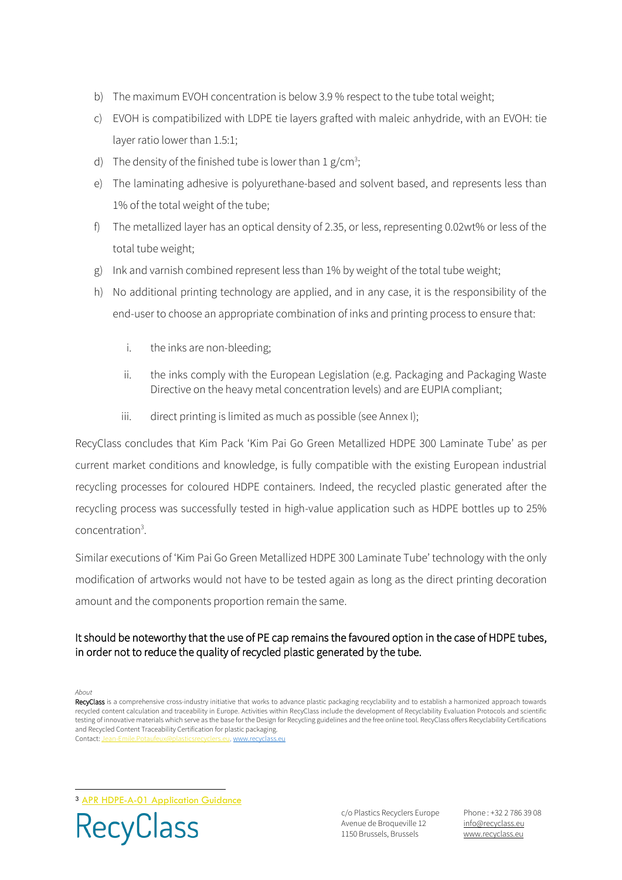b) The maximum EVOH concentration is below 3.9 % respect to the tube total weight;

c) EVOH is compatibilized with LDPE tie layers grafted with maleic anhydride, with an EVOH: tie layer ratio lower than 1.5:1;

d) The density of the finished tube is lower than 1 g/cm$^3$;

e) The laminating adhesive is polyurethane-based and solvent based, and represents less than 1% of the total weight of the tube;

f) The metallized layer has an optical density of 2.35, or less, representing 0.02wt% or less of the total tube weight;

g) Ink and varnish combined represent less than 1% by weight of the total tube weight;

h) No additional printing technology are applied, and in any case, it is the responsibility of the end-user to choose an appropriate combination of inks and printing process to ensure that:

   i. the inks are non-bleeding;

   ii. the inks comply with the European Legislation (e.g. Packaging and Packaging Waste Directive on the heavy metal concentration levels) and are EUPIA compliant;

   iii. direct printing is limited as much as possible (see Annex I);

RecyClass concludes that Kim Pack 'Kim Pai Go Green Metallized HDPE 300 Laminate Tube' as per current market conditions and knowledge, is fully compatible with the existing European industrial recycling processes for coloured HDPE containers. Indeed, the recycled plastic generated after the recycling process was successfully tested in high-value application such as HDPE bottles up to 25% concentration[3].

Similar executions of 'Kim Pai Go Green Metallized HDPE 300 Laminate Tube' technology with the only modification of artworks would not have to be tested again as long as the direct printing decoration amount and the components proportion remain the same.

It should be noteworthy that the use of PE cap remains the favoured option in the case of HDPE tubes, in order not to reduce the quality of recycled plastic generated by the tube.

*About*

**RecyClass** is a comprehensive cross-industry initiative that works to advance plastic packaging recyclability and to establish a harmonized approach towards recycled content calculation and traceability in Europe. Activities within RecyClass include the development of Recyclability Evaluation Protocols and scientific testing of innovative materials which serve as the base for the Design for Recycling guidelines and the free online tool. RecyClass offers Recyclability Certifications and Recycled Content Traceability Certification for plastic packaging.

Contact: Jean-Emile.Potaufeux@plasticsrecyclers.eu, www.recyclass.eu

[3] APR HDPE-A-01 Application Guidance

RecyClass

c/o Plastics Recyclers Europe
Avenue de Broqueville 12
1150 Brussels, Brussels

Phone : +32 2 786 39 08
info@recyclass.eu
www.recyclass.eu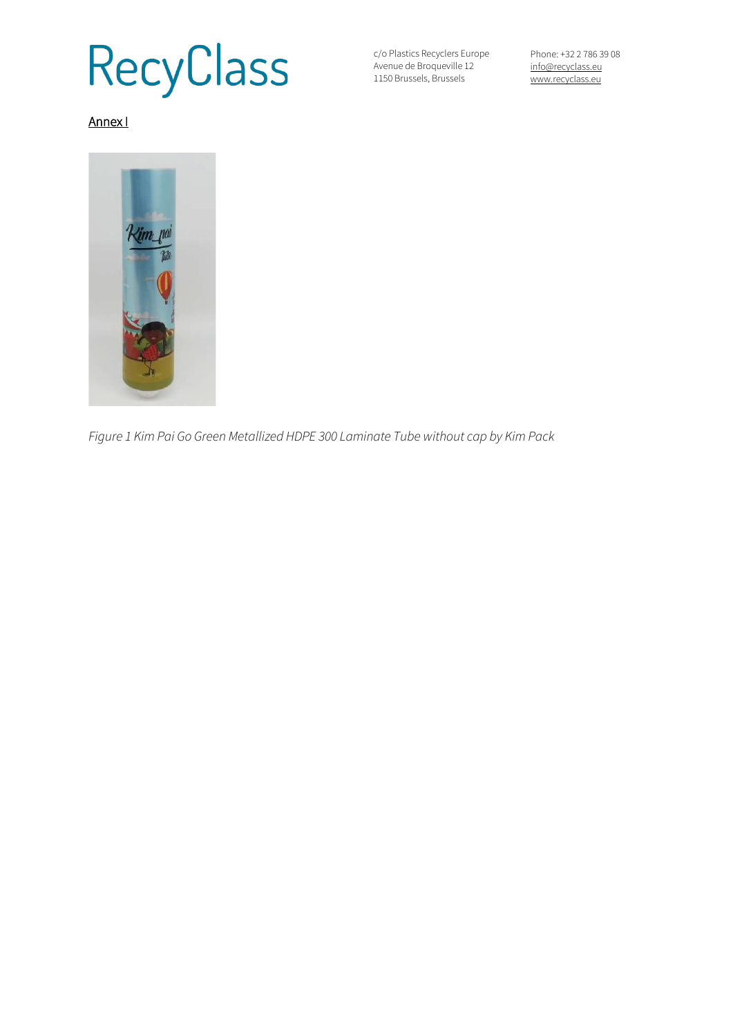Annex I

*Figure 1 Kim Pai Go Green Metallized HDPE 300 Laminate Tube without cap by Kim Pack*